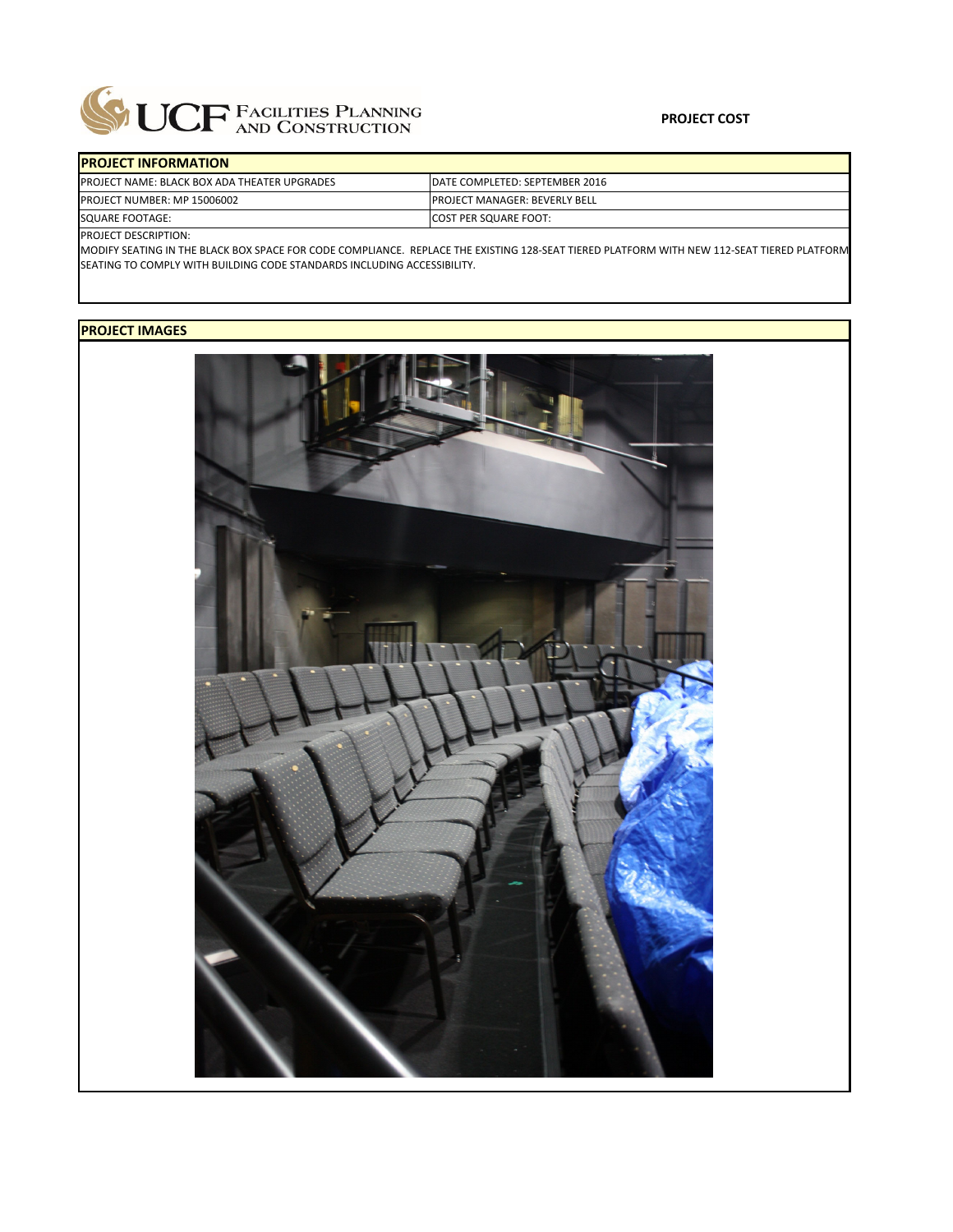UCF FACILITIES PLANNING AND CONSTRUCTION

**PROJECT COST**

| PROJECT INFORMATION | |
|---|---|
| PROJECT NAME: BLACK BOX ADA THEATER UPGRADES | DATE COMPLETED: SEPTEMBER 2016 |
| PROJECT NUMBER: MP 15006002 | PROJECT MANAGER: BEVERLY BELL |
| SQUARE FOOTAGE: | COST PER SQUARE FOOT: |

PROJECT DESCRIPTION:

MODIFY SEATING IN THE BLACK BOX SPACE FOR CODE COMPLIANCE. REPLACE THE EXISTING 128-SEAT TIERED PLATFORM WITH NEW 112-SEAT TIERED PLATFORM SEATING TO COMPLY WITH BUILDING CODE STANDARDS INCLUDING ACCESSIBILITY.

**PROJECT IMAGES**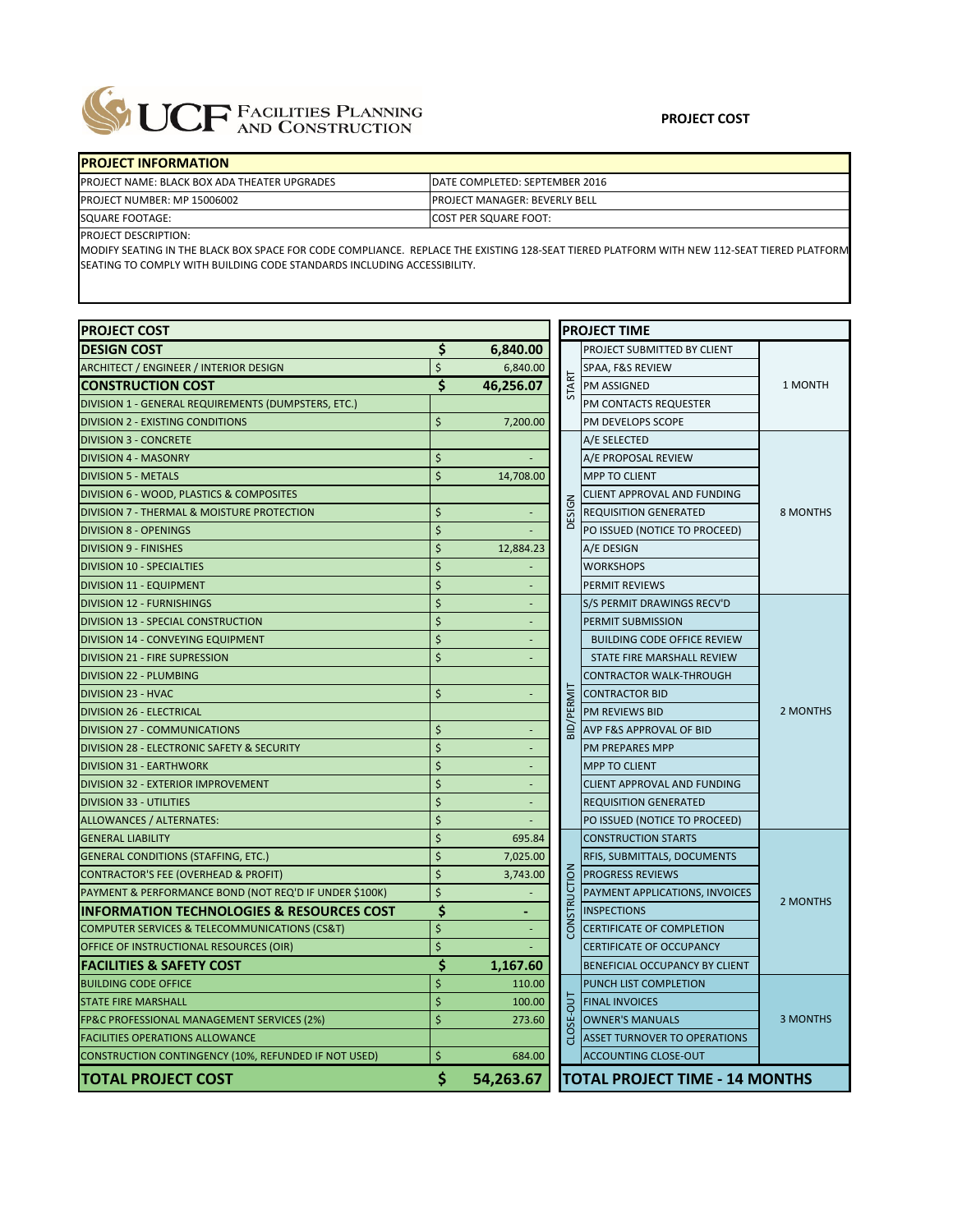UCF Facilities Planning and Construction

**PROJECT COST**

| PROJECT INFORMATION | |
|---|---|
| PROJECT NAME: BLACK BOX ADA THEATER UPGRADES | DATE COMPLETED: SEPTEMBER 2016 |
| PROJECT NUMBER: MP 15006002 | PROJECT MANAGER: BEVERLY BELL |
| SQUARE FOOTAGE: | COST PER SQUARE FOOT: |

PROJECT DESCRIPTION:
MODIFY SEATING IN THE BLACK BOX SPACE FOR CODE COMPLIANCE. REPLACE THE EXISTING 128-SEAT TIERED PLATFORM WITH NEW 112-SEAT TIERED PLATFORM SEATING TO COMPLY WITH BUILDING CODE STANDARDS INCLUDING ACCESSIBILITY.

| PROJECT COST | |
|---|---|
| **DESIGN COST** | **$ 6,840.00** |
| ARCHITECT / ENGINEER / INTERIOR DESIGN | $ 6,840.00 |
| **CONSTRUCTION COST** | **$ 46,256.07** |
| DIVISION 1 - GENERAL REQUIREMENTS (DUMPSTERS, ETC.) | |
| DIVISION 2 - EXISTING CONDITIONS | $ 7,200.00 |
| DIVISION 3 - CONCRETE | |
| DIVISION 4 - MASONRY | $ - |
| DIVISION 5 - METALS | $ 14,708.00 |
| DIVISION 6 - WOOD, PLASTICS & COMPOSITES | |
| DIVISION 7 - THERMAL & MOISTURE PROTECTION | $ - |
| DIVISION 8 - OPENINGS | $ - |
| DIVISION 9 - FINISHES | $ 12,884.23 |
| DIVISION 10 - SPECIALTIES | $ - |
| DIVISION 11 - EQUIPMENT | $ - |
| DIVISION 12 - FURNISHINGS | $ - |
| DIVISION 13 - SPECIAL CONSTRUCTION | $ - |
| DIVISION 14 - CONVEYING EQUIPMENT | $ - |
| DIVISION 21 - FIRE SUPRESSION | $ - |
| DIVISION 22 - PLUMBING | |
| DIVISION 23 - HVAC | $ - |
| DIVISION 26 - ELECTRICAL | |
| DIVISION 27 - COMMUNICATIONS | $ - |
| DIVISION 28 - ELECTRONIC SAFETY & SECURITY | $ - |
| DIVISION 31 - EARTHWORK | $ - |
| DIVISION 32 - EXTERIOR IMPROVEMENT | $ - |
| DIVISION 33 - UTILITIES | $ - |
| ALLOWANCES / ALTERNATES: | $ - |
| GENERAL LIABILITY | $ 695.84 |
| GENERAL CONDITIONS (STAFFING, ETC.) | $ 7,025.00 |
| CONTRACTOR'S FEE (OVERHEAD & PROFIT) | $ 3,743.00 |
| PAYMENT & PERFORMANCE BOND (NOT REQ'D IF UNDER $100K) | $ - |
| **INFORMATION TECHNOLOGIES & RESOURCES COST** | **$ -** |
| COMPUTER SERVICES & TELECOMMUNICATIONS (CS&T) | $ - |
| OFFICE OF INSTRUCTIONAL RESOURCES (OIR) | $ - |
| **FACILITIES & SAFETY COST** | **$ 1,167.60** |
| BUILDING CODE OFFICE | $ 110.00 |
| STATE FIRE MARSHALL | $ 100.00 |
| FP&C PROFESSIONAL MANAGEMENT SERVICES (2%) | $ 273.60 |
| FACILITIES OPERATIONS ALLOWANCE | |
| CONSTRUCTION CONTINGENCY (10%, REFUNDED IF NOT USED) | $ 684.00 |
| **TOTAL PROJECT COST** | **$ 54,263.67** |

| PROJECT TIME | | |
|---|---|---|
| START | PROJECT SUBMITTED BY CLIENT | 1 MONTH |
| | SPAA, F&S REVIEW | |
| | PM ASSIGNED | |
| | PM CONTACTS REQUESTER | |
| | PM DEVELOPS SCOPE | |
| DESIGN | A/E SELECTED | 8 MONTHS |
| | A/E PROPOSAL REVIEW | |
| | MPP TO CLIENT | |
| | CLIENT APPROVAL AND FUNDING | |
| | REQUISITION GENERATED | |
| | PO ISSUED (NOTICE TO PROCEED) | |
| | A/E DESIGN | |
| | WORKSHOPS | |
| | PERMIT REVIEWS | |
| BID/PERMIT | S/S PERMIT DRAWINGS RECV'D | 2 MONTHS |
| | PERMIT SUBMISSION | |
| | BUILDING CODE OFFICE REVIEW | |
| | STATE FIRE MARSHALL REVIEW | |
| | CONTRACTOR WALK-THROUGH | |
| | CONTRACTOR BID | |
| | PM REVIEWS BID | |
| | AVP F&S APPROVAL OF BID | |
| | PM PREPARES MPP | |
| | MPP TO CLIENT | |
| | CLIENT APPROVAL AND FUNDING | |
| | REQUISITION GENERATED | |
| | PO ISSUED (NOTICE TO PROCEED) | |
| CONSTRUCTION | CONSTRUCTION STARTS | 2 MONTHS |
| | RFIS, SUBMITTALS, DOCUMENTS | |
| | PROGRESS REVIEWS | |
| | PAYMENT APPLICATIONS, INVOICES | |
| | INSPECTIONS | |
| | CERTIFICATE OF COMPLETION | |
| | CERTIFICATE OF OCCUPANCY | |
| | BENEFICIAL OCCUPANCY BY CLIENT | |
| CLOSE-OUT | PUNCH LIST COMPLETION | 3 MONTHS |
| | FINAL INVOICES | |
| | OWNER'S MANUALS | |
| | ASSET TURNOVER TO OPERATIONS | |
| | ACCOUNTING CLOSE-OUT | |
| **TOTAL PROJECT TIME - 14 MONTHS** | | |